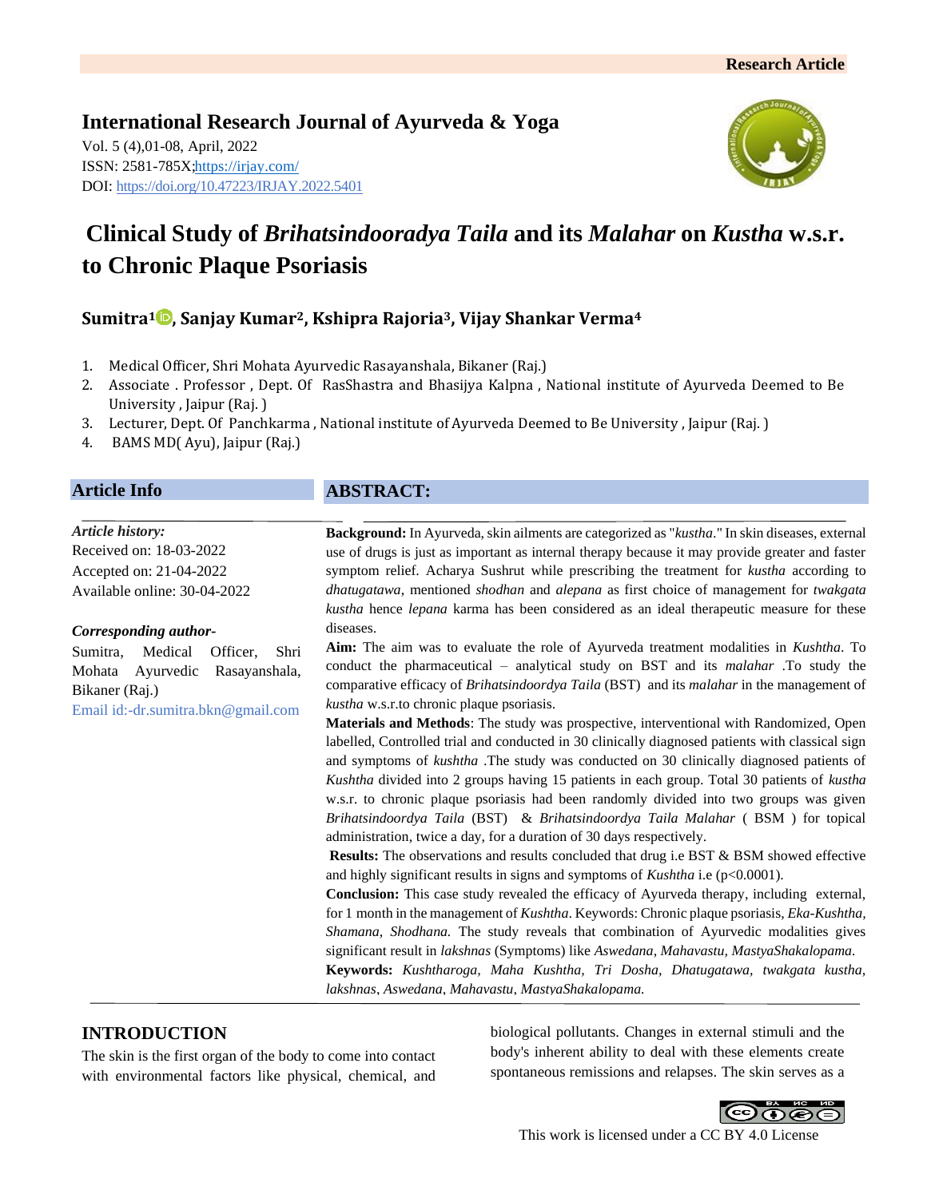Research Article

**International Research Journal of Ayurveda & Yoga**
Vol. 5 (4),01-08, April, 2022
ISSN: 2581-785X;https://irjay.com/
DOI: https://doi.org/10.47223/IRJAY.2022.5401

# Clinical Study of *Brihatsindooradya Taila* and its *Malahar* on *Kustha* w.s.r. to Chronic Plaque Psoriasis

**Sumitra[1], Sanjay Kumar[2], Kshipra Rajoria[3], Vijay Shankar Verma[4]**

1. Medical Officer, Shri Mohata Ayurvedic Rasayanshala, Bikaner (Raj.)
2. Associate . Professor , Dept. Of RasShastra and Bhasijya Kalpna , National institute of Ayurveda Deemed to Be University , Jaipur (Raj. )
3. Lecturer, Dept. Of Panchkarma , National institute of Ayurveda Deemed to Be University , Jaipur (Raj. )
4. BAMS MD( Ayu), Jaipur (Raj.)

## Article Info

*Article history:*
Received on: 18-03-2022
Accepted on: 21-04-2022
Available online: 30-04-2022

*Corresponding author-*
Sumitra, Medical Officer, Shri Mohata Ayurvedic Rasayanshala, Bikaner (Raj.)
Email id:-dr.sumitra.bkn@gmail.com

## ABSTRACT:

**Background:** In Ayurveda, skin ailments are categorized as "*kustha*." In skin diseases, external use of drugs is just as important as internal therapy because it may provide greater and faster symptom relief. Acharya Sushrut while prescribing the treatment for *kustha* according to *dhatugatawa*, mentioned *shodhan* and *alepana* as first choice of management for *twakgata kustha* hence *lepana* karma has been considered as an ideal therapeutic measure for these diseases.

**Aim:** The aim was to evaluate the role of Ayurveda treatment modalities in *Kushtha*. To conduct the pharmaceutical – analytical study on BST and its *malahar* .To study the comparative efficacy of *Brihatsindoordya Taila* (BST) and its *malahar* in the management of *kustha* w.s.r.to chronic plaque psoriasis.

**Materials and Methods**: The study was prospective, interventional with Randomized, Open labelled, Controlled trial and conducted in 30 clinically diagnosed patients with classical sign and symptoms of *kushtha* .The study was conducted on 30 clinically diagnosed patients of *Kushtha* divided into 2 groups having 15 patients in each group. Total 30 patients of *kustha* w.s.r. to chronic plaque psoriasis had been randomly divided into two groups was given *Brihatsindoordya Taila* (BST) & *Brihatsindoordya Taila Malahar* ( BSM ) for topical administration, twice a day, for a duration of 30 days respectively.

**Results:** The observations and results concluded that drug i.e BST & BSM showed effective and highly significant results in signs and symptoms of *Kushtha* i.e ($p<0.0001$).

**Conclusion:** This case study revealed the efficacy of Ayurveda therapy, including external, for 1 month in the management of *Kushtha*. Keywords: Chronic plaque psoriasis, *Eka-Kushtha*, *Shamana*, *Shodhana.* The study reveals that combination of Ayurvedic modalities gives significant result in *lakshnas* (Symptoms) like *Aswedana, Mahavastu, MastyaShakalopama.*

**Keywords:** *Kushtharoga*, *Maha Kushtha*, *Tri Dosha*, *Dhatugatawa*, *twakgata kustha*, *lakshnas*, *Aswedana*, *Mahavastu*, *MastyaShakalopama.*

## INTRODUCTION

The skin is the first organ of the body to come into contact with environmental factors like physical, chemical, and biological pollutants. Changes in external stimuli and the body's inherent ability to deal with these elements create spontaneous remissions and relapses. The skin serves as a

This work is licensed under a CC BY 4.0 License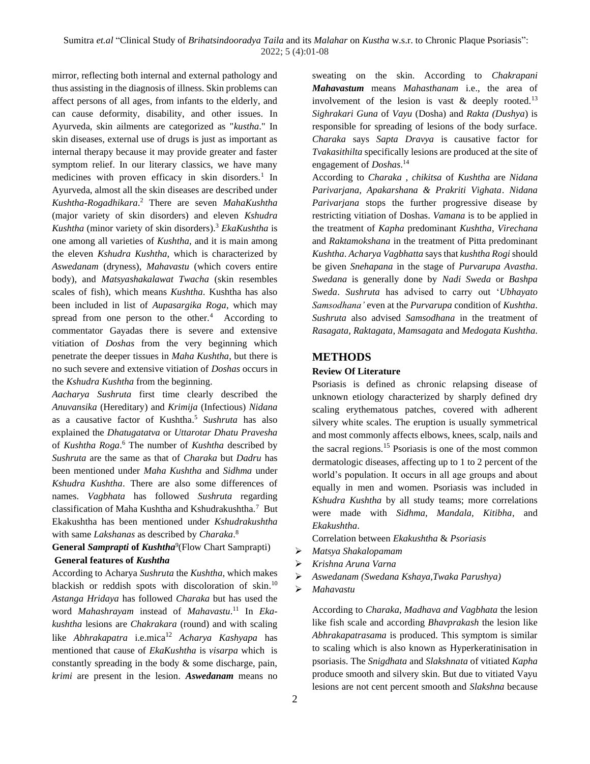mirror, reflecting both internal and external pathology and thus assisting in the diagnosis of illness. Skin problems can affect persons of all ages, from infants to the elderly, and can cause deformity, disability, and other issues. In Ayurveda, skin ailments are categorized as "*kustha*." In skin diseases, external use of drugs is just as important as internal therapy because it may provide greater and faster symptom relief. In our literary classics, we have many medicines with proven efficacy in skin disorders.[1] In Ayurveda, almost all the skin diseases are described under *Kushtha-Rogadhikara*.[2] There are seven *MahaKushtha* (major variety of skin disorders) and eleven *Kshudra Kushtha* (minor variety of skin disorders).[3] *EkaKushtha* is one among all varieties of *Kushtha*, and it is main among the eleven *Kshudra Kushtha*, which is characterized by *Aswedanam* (dryness), *Mahavastu* (which covers entire body), and *Matsyashakalawat Twacha* (skin resembles scales of fish), which means *Kushtha*. Kushtha has also been included in list of *Aupasargika Roga*, which may spread from one person to the other.[4] According to commentator Gayadas there is severe and extensive vitiation of *Doshas* from the very beginning which penetrate the deeper tissues in *Maha Kushtha*, but there is no such severe and extensive vitiation of *Doshas* occurs in the *Kshudra Kushtha* from the beginning.

*Aacharya Sushruta* first time clearly described the *Anuvansika* (Hereditary) and *Krimija* (Infectious) *Nidana* as a causative factor of Kushtha.[5] *Sushruta* has also explained the *Dhatugatatva* or *Uttarotar Dhatu Pravesha* of *Kushtha Roga*.[6] The number of *Kushtha* described by *Sushruta* are the same as that of *Charaka* but *Dadru* has been mentioned under *Maha Kushtha* and *Sidhma* under *Kshudra Kushtha*. There are also some differences of names. *Vagbhata* has followed *Sushruta* regarding classification of Maha Kushtha and Kshudrakushtha.[7] But Ekakushtha has been mentioned under *Kshudrakushtha* with same *Lakshanas* as described by *Charaka*.[8]

**General *Samprapti* of *Kushtha***[9](Flow Chart Samprapti)

**General features of *Kushtha***

According to Acharya *Sushruta* the *Kushtha*, which makes blackish or reddish spots with discoloration of skin.[10] *Astanga Hridaya* has followed *Charaka* but has used the word *Mahashrayam* instead of *Mahavastu*.[11] In *Eka-kushtha* lesions are *Chakrakara* (round) and with scaling like *Abhrakapatra* i.e.mica[12] *Acharya Kashyapa* has mentioned that cause of *EkaKushtha* is *visarpa* which is constantly spreading in the body & some discharge, pain, *krimi* are present in the lesion. ***Aswedanam*** means no sweating on the skin. According to *Chakrapani* ***Mahavastum*** means *Mahasthanam* i.e., the area of involvement of the lesion is vast & deeply rooted.[13] *Sighrakari Guna* of *Vayu* (Dosha) and *Rakta (Dushya*) is responsible for spreading of lesions of the body surface. *Charaka* says *Sapta Dravya* is causative factor for *Tvakasithilta* specifically lesions are produced at the site of engagement of *Doshas*.[14]

According to *Charaka* , *chikitsa* of *Kushtha* are *Nidana Parivarjana, Apakarshana & Prakriti Vighata*. *Nidana Parivarjana* stops the further progressive disease by restricting vitiation of Doshas. *Vamana* is to be applied in the treatment of *Kapha* predominant *Kushtha*, *Virechana* and *Raktamokshana* in the treatment of Pitta predominant *Kushtha*. *Acharya Vagbhatta* says that *kushtha Rogi* should be given *Snehapana* in the stage of *Purvarupa Avastha*. *Swedana* is generally done by *Nadi Sweda* or *Bashpa Sweda*. *Sushruta* has advised to carry out '*Ubhayato Samsodhana'* even at the *Purvarupa* condition of *Kushtha*. *Sushruta* also advised *Samsodhana* in the treatment of *Rasagata, Raktagata*, *Mamsagata* and *Medogata Kushtha.*

## METHODS

### Review Of Literature

Psoriasis is defined as chronic relapsing disease of unknown etiology characterized by sharply defined dry scaling erythematous patches, covered with adherent silvery white scales. The eruption is usually symmetrical and most commonly affects elbows, knees, scalp, nails and the sacral regions.[15] Psoriasis is one of the most common dermatologic diseases, affecting up to 1 to 2 percent of the world's population. It occurs in all age groups and about equally in men and women. Psoriasis was included in *Kshudra Kushtha* by all study teams; more correlations were made with *Sidhma, Mandala, Kitibha*, and *Ekakushtha*.

Correlation between *Ekakushtha* & *Psoriasis*

- *Matsya Shakalopamam*
- *Krishna Aruna Varna*
- *Aswedanam (Swedana Kshaya,Twaka Parushya)*
- *Mahavastu*

According to *Charaka, Madhava and Vagbhata* the lesion like fish scale and according *Bhavprakash* the lesion like *Abhrakapatrasama* is produced. This symptom is similar to scaling which is also known as Hyperkeratinisation in psoriasis. The *Snigdhata* and *Slakshnata* of vitiated *Kapha* produce smooth and silvery skin. But due to vitiated Vayu lesions are not cent percent smooth and *Slakshna* because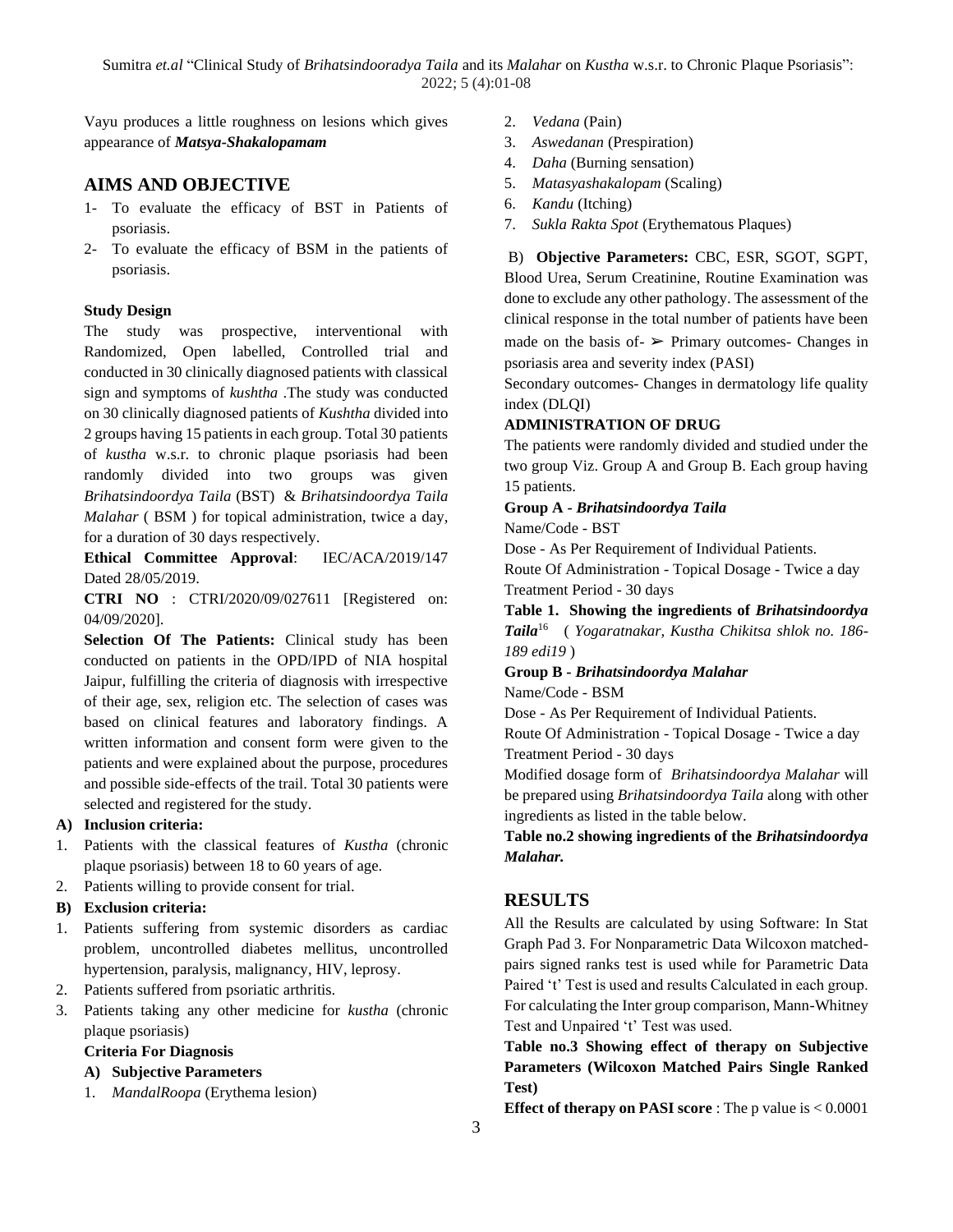Vayu produces a little roughness on lesions which gives appearance of ***Matsya-Shakalopamam***

## AIMS AND OBJECTIVE

1- To evaluate the efficacy of BST in Patients of psoriasis.
2- To evaluate the efficacy of BSM in the patients of psoriasis.

**Study Design**

The study was prospective, interventional with Randomized, Open labelled, Controlled trial and conducted in 30 clinically diagnosed patients with classical sign and symptoms of *kushtha* .The study was conducted on 30 clinically diagnosed patients of *Kushtha* divided into 2 groups having 15 patients in each group. Total 30 patients of *kustha* w.s.r. to chronic plaque psoriasis had been randomly divided into two groups was given *Brihatsindoordya Taila* (BST) & *Brihatsindoordya Taila Malahar* ( BSM ) for topical administration, twice a day, for a duration of 30 days respectively.

**Ethical Committee Approval**: IEC/ACA/2019/147 Dated 28/05/2019.

**CTRI NO** : CTRI/2020/09/027611 [Registered on: 04/09/2020].

**Selection Of The Patients:** Clinical study has been conducted on patients in the OPD/IPD of NIA hospital Jaipur, fulfilling the criteria of diagnosis with irrespective of their age, sex, religion etc. The selection of cases was based on clinical features and laboratory findings. A written information and consent form were given to the patients and were explained about the purpose, procedures and possible side-effects of the trail. Total 30 patients were selected and registered for the study.

**A) Inclusion criteria:**

1. Patients with the classical features of *Kustha* (chronic plaque psoriasis) between 18 to 60 years of age.
2. Patients willing to provide consent for trial.

**B) Exclusion criteria:**

1. Patients suffering from systemic disorders as cardiac problem, uncontrolled diabetes mellitus, uncontrolled hypertension, paralysis, malignancy, HIV, leprosy.
2. Patients suffered from psoriatic arthritis.
3. Patients taking any other medicine for *kustha* (chronic plaque psoriasis)

**Criteria For Diagnosis**

**A) Subjective Parameters**

1. *MandalRoopa* (Erythema lesion)
2. *Vedana* (Pain)
3. *Aswedanan* (Prespiration)
4. *Daha* (Burning sensation)
5. *Matasyashakalopam* (Scaling)
6. *Kandu* (Itching)
7. *Sukla Rakta Spot* (Erythematous Plaques)

B) **Objective Parameters:** CBC, ESR, SGOT, SGPT, Blood Urea, Serum Creatinine, Routine Examination was done to exclude any other pathology. The assessment of the clinical response in the total number of patients have been made on the basis of- ➢ Primary outcomes- Changes in psoriasis area and severity index (PASI)

Secondary outcomes- Changes in dermatology life quality index (DLQI)

**ADMINISTRATION OF DRUG**

The patients were randomly divided and studied under the two group Viz. Group A and Group B. Each group having 15 patients.

**Group A - *Brihatsindoordya Taila***

Name/Code - BST

Dose - As Per Requirement of Individual Patients.

Route Of Administration - Topical Dosage - Twice a day

Treatment Period - 30 days

**Table 1. Showing the ingredients of *Brihatsindoordya Taila***[16] ( *Yogaratnakar, Kustha Chikitsa shlok no. 186-189 edi19* )

**Group B - *Brihatsindoordya Malahar***

Name/Code - BSM

Dose - As Per Requirement of Individual Patients.

Route Of Administration - Topical Dosage - Twice a day

Treatment Period - 30 days

Modified dosage form of *Brihatsindoordya Malahar* will be prepared using *Brihatsindoordya Taila* along with other ingredients as listed in the table below.

**Table no.2 showing ingredients of the *Brihatsindoordya Malahar.***

## RESULTS

All the Results are calculated by using Software: In Stat Graph Pad 3. For Nonparametric Data Wilcoxon matched-pairs signed ranks test is used while for Parametric Data Paired 't' Test is used and results Calculated in each group. For calculating the Inter group comparison, Mann-Whitney Test and Unpaired 't' Test was used.

**Table no.3 Showing effect of therapy on Subjective Parameters (Wilcoxon Matched Pairs Single Ranked Test)**

**Effect of therapy on PASI score** : The p value is < 0.0001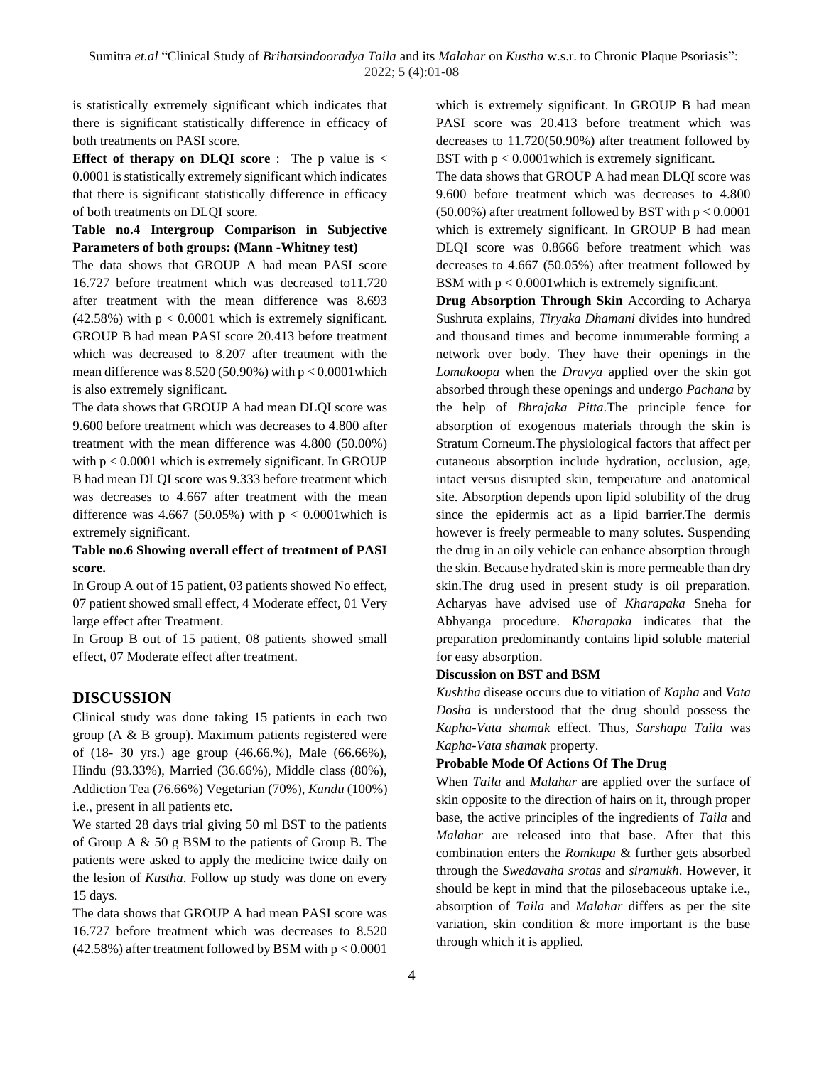is statistically extremely significant which indicates that there is significant statistically difference in efficacy of both treatments on PASI score.

**Effect of therapy on DLQI score** : The p value is < 0.0001 is statistically extremely significant which indicates that there is significant statistically difference in efficacy of both treatments on DLQI score.

**Table no.4 Intergroup Comparison in Subjective Parameters of both groups: (Mann -Whitney test)**

The data shows that GROUP A had mean PASI score 16.727 before treatment which was decreased to11.720 after treatment with the mean difference was 8.693 (42.58%) with $p < 0.0001$ which is extremely significant. GROUP B had mean PASI score 20.413 before treatment which was decreased to 8.207 after treatment with the mean difference was 8.520 (50.90%) with $p < 0.0001$which is also extremely significant.

The data shows that GROUP A had mean DLQI score was 9.600 before treatment which was decreases to 4.800 after treatment with the mean difference was 4.800 (50.00%) with $p < 0.0001$ which is extremely significant. In GROUP B had mean DLQI score was 9.333 before treatment which was decreases to 4.667 after treatment with the mean difference was 4.667 (50.05%) with $p < 0.0001$which is extremely significant.

**Table no.6 Showing overall effect of treatment of PASI score.**

In Group A out of 15 patient, 03 patients showed No effect, 07 patient showed small effect, 4 Moderate effect, 01 Very large effect after Treatment.

In Group B out of 15 patient, 08 patients showed small effect, 07 Moderate effect after treatment.

## DISCUSSION

Clinical study was done taking 15 patients in each two group (A & B group). Maximum patients registered were of (18- 30 yrs.) age group (46.66.%), Male (66.66%), Hindu (93.33%), Married (36.66%), Middle class (80%), Addiction Tea (76.66%) Vegetarian (70%), *Kandu* (100%) i.e., present in all patients etc.

We started 28 days trial giving 50 ml BST to the patients of Group A & 50 g BSM to the patients of Group B. The patients were asked to apply the medicine twice daily on the lesion of *Kustha*. Follow up study was done on every 15 days.

The data shows that GROUP A had mean PASI score was 16.727 before treatment which was decreases to 8.520 (42.58%) after treatment followed by BSM with $p < 0.0001$ which is extremely significant. In GROUP B had mean PASI score was 20.413 before treatment which was decreases to 11.720(50.90%) after treatment followed by BST with $p < 0.0001$which is extremely significant.

The data shows that GROUP A had mean DLQI score was 9.600 before treatment which was decreases to 4.800 (50.00%) after treatment followed by BST with $p < 0.0001$ which is extremely significant. In GROUP B had mean DLQI score was 0.8666 before treatment which was decreases to 4.667 (50.05%) after treatment followed by BSM with $p < 0.0001$which is extremely significant.

**Drug Absorption Through Skin** According to Acharya Sushruta explains, *Tiryaka Dhamani* divides into hundred and thousand times and become innumerable forming a network over body. They have their openings in the *Lomakoopa* when the *Dravya* applied over the skin got absorbed through these openings and undergo *Pachana* by the help of *Bhrajaka Pitta*.The principle fence for absorption of exogenous materials through the skin is Stratum Corneum.The physiological factors that affect per cutaneous absorption include hydration, occlusion, age, intact versus disrupted skin, temperature and anatomical site. Absorption depends upon lipid solubility of the drug since the epidermis act as a lipid barrier.The dermis however is freely permeable to many solutes. Suspending the drug in an oily vehicle can enhance absorption through the skin. Because hydrated skin is more permeable than dry skin.The drug used in present study is oil preparation. Acharyas have advised use of *Kharapaka* Sneha for Abhyanga procedure. *Kharapaka* indicates that the preparation predominantly contains lipid soluble material for easy absorption.

**Discussion on BST and BSM**

*Kushtha* disease occurs due to vitiation of *Kapha* and *Vata Dosha* is understood that the drug should possess the *Kapha-Vata shamak* effect. Thus, *Sarshapa Taila* was *Kapha-Vata shamak* property.

**Probable Mode Of Actions Of The Drug**

When *Taila* and *Malahar* are applied over the surface of skin opposite to the direction of hairs on it, through proper base, the active principles of the ingredients of *Taila* and *Malahar* are released into that base. After that this combination enters the *Romkupa* & further gets absorbed through the *Swedavaha srotas* and *siramukh*. However, it should be kept in mind that the pilosebaceous uptake i.e., absorption of *Taila* and *Malahar* differs as per the site variation, skin condition & more important is the base through which it is applied.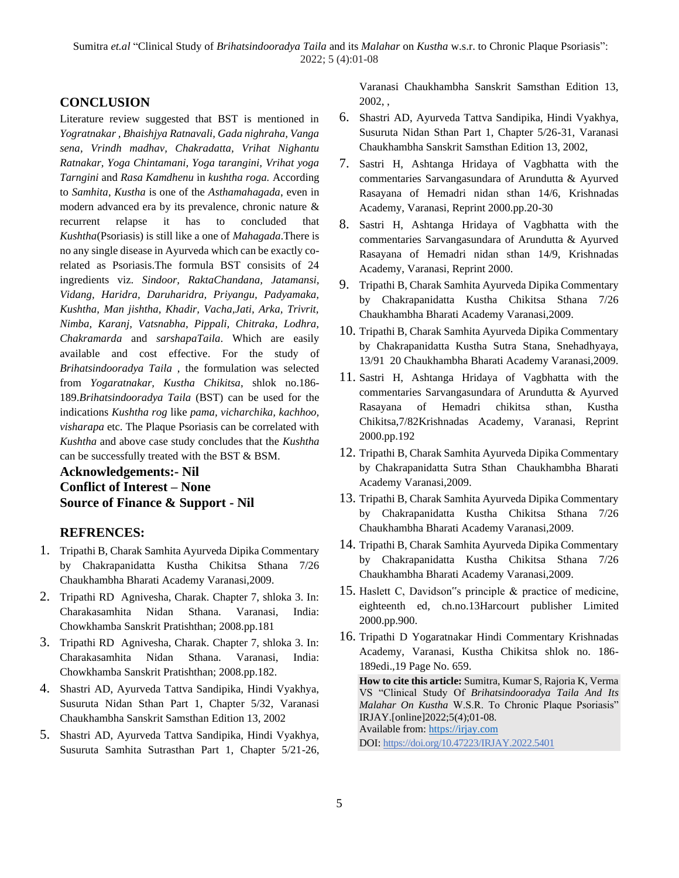## CONCLUSION

Literature review suggested that BST is mentioned in *Yogratnakar* , *Bhaishjya Ratnavali, Gada nighraha, Vanga sena, Vrindh madhav, Chakradatta, Vrihat Nighantu Ratnakar, Yoga Chintamani, Yoga tarangini, Vrihat yoga Tarngini* and *Rasa Kamdhenu* in *kushtha roga.* According to *Samhita*, *Kustha* is one of the *Asthamahagada*, even in modern advanced era by its prevalence, chronic nature & recurrent relapse it has to concluded that *Kushtha*(Psoriasis) is still like a one of *Mahagada*.There is no any single disease in Ayurveda which can be exactly co-related as Psoriasis.The formula BST consisits of 24 ingredients viz. *Sindoor, RaktaChandana, Jatamansi, Vidang, Haridra, Daruharidra, Priyangu, Padyamaka, Kushtha, Man jishtha, Khadir, Vacha,Jati, Arka, Trivrit, Nimba, Karanj, Vatsnabha, Pippali, Chitraka, Lodhra, Chakramarda* and *sarshapaTaila*. Which are easily available and cost effective. For the study of *Brihatsindooradya Taila* , the formulation was selected from *Yogaratnakar, Kustha Chikitsa*, shlok no.186-189.*Brihatsindooradya Taila* (BST) can be used for the indications *Kushtha rog* like *pama, vicharchika, kachhoo, visharapa* etc. The Plaque Psoriasis can be correlated with *Kushtha* and above case study concludes that the *Kushtha* can be successfully treated with the BST & BSM.

**Acknowledgements:- Nil**
**Conflict of Interest – None**
**Source of Finance & Support - Nil**

## REFRENCES:

1. Tripathi B, Charak Samhita Ayurveda Dipika Commentary by Chakrapanidatta Kustha Chikitsa Sthana 7/26 Chaukhambha Bharati Academy Varanasi,2009.
2. Tripathi RD Agnivesha, Charak. Chapter 7, shloka 3. In: Charakasamhita Nidan Sthana. Varanasi, India: Chowkhamba Sanskrit Pratishthan; 2008.pp.181
3. Tripathi RD Agnivesha, Charak. Chapter 7, shloka 3. In: Charakasamhita Nidan Sthana. Varanasi, India: Chowkhamba Sanskrit Pratishthan; 2008.pp.182.
4. Shastri AD, Ayurveda Tattva Sandipika, Hindi Vyakhya, Susuruta Nidan Sthan Part 1, Chapter 5/32, Varanasi Chaukhambha Sanskrit Samsthan Edition 13, 2002
5. Shastri AD, Ayurveda Tattva Sandipika, Hindi Vyakhya, Susuruta Samhita Sutrasthan Part 1, Chapter 5/21-26, Varanasi Chaukhambha Sanskrit Samsthan Edition 13, 2002, ,
6. Shastri AD, Ayurveda Tattva Sandipika, Hindi Vyakhya, Susuruta Nidan Sthan Part 1, Chapter 5/26-31, Varanasi Chaukhambha Sanskrit Samsthan Edition 13, 2002,
7. Sastri H, Ashtanga Hridaya of Vagbhatta with the commentaries Sarvangasundara of Arundutta & Ayurved Rasayana of Hemadri nidan sthan 14/6, Krishnadas Academy, Varanasi, Reprint 2000.pp.20-30
8. Sastri H, Ashtanga Hridaya of Vagbhatta with the commentaries Sarvangasundara of Arundutta & Ayurved Rasayana of Hemadri nidan sthan 14/9, Krishnadas Academy, Varanasi, Reprint 2000.
9. Tripathi B, Charak Samhita Ayurveda Dipika Commentary by Chakrapanidatta Kustha Chikitsa Sthana 7/26 Chaukhambha Bharati Academy Varanasi,2009.
10. Tripathi B, Charak Samhita Ayurveda Dipika Commentary by Chakrapanidatta Kustha Sutra Stana, Snehadhyaya, 13/91 20 Chaukhambha Bharati Academy Varanasi,2009.
11. Sastri H, Ashtanga Hridaya of Vagbhatta with the commentaries Sarvangasundara of Arundutta & Ayurved Rasayana of Hemadri chikitsa sthan, Kustha Chikitsa,7/82Krishnadas Academy, Varanasi, Reprint 2000.pp.192
12. Tripathi B, Charak Samhita Ayurveda Dipika Commentary by Chakrapanidatta Sutra Sthan Chaukhambha Bharati Academy Varanasi,2009.
13. Tripathi B, Charak Samhita Ayurveda Dipika Commentary by Chakrapanidatta Kustha Chikitsa Sthana 7/26 Chaukhambha Bharati Academy Varanasi,2009.
14. Tripathi B, Charak Samhita Ayurveda Dipika Commentary by Chakrapanidatta Kustha Chikitsa Sthana 7/26 Chaukhambha Bharati Academy Varanasi,2009.
15. Haslett C, Davidson"s principle & practice of medicine, eighteenth ed, ch.no.13Harcourt publisher Limited 2000.pp.900.
16. Tripathi D Yogaratnakar Hindi Commentary Krishnadas Academy, Varanasi, Kustha Chikitsa shlok no. 186-189edi.,19 Page No. 659.

**How to cite this article:** Sumitra, Kumar S, Rajoria K, Verma VS "Clinical Study Of *Brihatsindooradya Taila And Its Malahar On Kustha* W.S.R. To Chronic Plaque Psoriasis" IRJAY.[online]2022;5(4);01-08.
Available from: https://irjay.com
DOI: https://doi.org/10.47223/IRJAY.2022.5401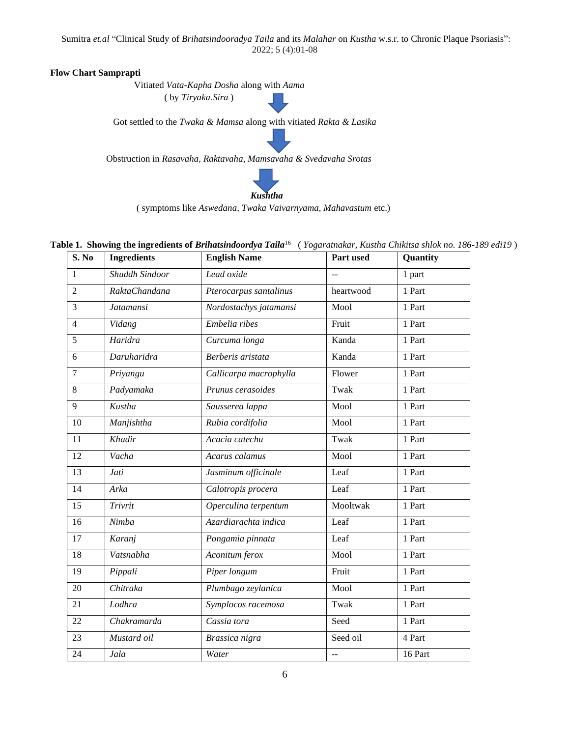**Flow Chart Samprapti**

Vitiated *Vata-Kapha Dosha* along with *Aama*
( by *Tiryaka.Sira* )

↓

Got settled to the *Twaka & Mamsa* along with vitiated *Rakta & Lasika*

↓

Obstruction in *Rasavaha, Raktavaha, Mamsavaha & Svedavaha Srotas*

↓

***Kushtha***
( symptoms like *Aswedana, Twaka Vaivarnyama, Mahavastum* etc.)

**Table 1. Showing the ingredients of *Brihatsindoordya Taila*[16]** ( *Yogaratnakar, Kustha Chikitsa shlok no. 186-189 edi19* )

| S. No | Ingredients | English Name | Part used | Quantity |
|---|---|---|---|---|
| 1 | *Shuddh Sindoor* | *Lead oxide* | -- | 1 part |
| 2 | *RaktaChandana* | *Pterocarpus santalinus* | heartwood | 1 Part |
| 3 | *Jatamansi* | *Nordostachys jatamansi* | Mool | 1 Part |
| 4 | *Vidang* | *Embelia ribes* | Fruit | 1 Part |
| 5 | *Haridra* | *Curcuma longa* | Kanda | 1 Part |
| 6 | *Daruharidra* | *Berberis aristata* | Kanda | 1 Part |
| 7 | *Priyangu* | *Callicarpa macrophylla* | Flower | 1 Part |
| 8 | *Padyamaka* | *Prunus cerasoides* | Twak | 1 Part |
| 9 | *Kustha* | *Sausserea lappa* | Mool | 1 Part |
| 10 | *Manjishtha* | *Rubia cordifolia* | Mool | 1 Part |
| 11 | *Khadir* | *Acacia catechu* | Twak | 1 Part |
| 12 | *Vacha* | *Acarus calamus* | Mool | 1 Part |
| 13 | *Jati* | *Jasminum officinale* | Leaf | 1 Part |
| 14 | *Arka* | *Calotropis procera* | Leaf | 1 Part |
| 15 | *Trivrit* | *Operculina terpentum* | Mooltwak | 1 Part |
| 16 | *Nimba* | *Azardiarachta indica* | Leaf | 1 Part |
| 17 | *Karanj* | *Pongamia pinnata* | Leaf | 1 Part |
| 18 | *Vatsnabha* | *Aconitum ferox* | Mool | 1 Part |
| 19 | *Pippali* | *Piper longum* | Fruit | 1 Part |
| 20 | *Chitraka* | *Plumbago zeylanica* | Mool | 1 Part |
| 21 | *Lodhra* | *Symplocos racemosa* | Twak | 1 Part |
| 22 | *Chakramarda* | *Cassia tora* | Seed | 1 Part |
| 23 | *Mustard oil* | *Brassica nigra* | Seed oil | 4 Part |
| 24 | *Jala* | *Water* | -- | 16 Part |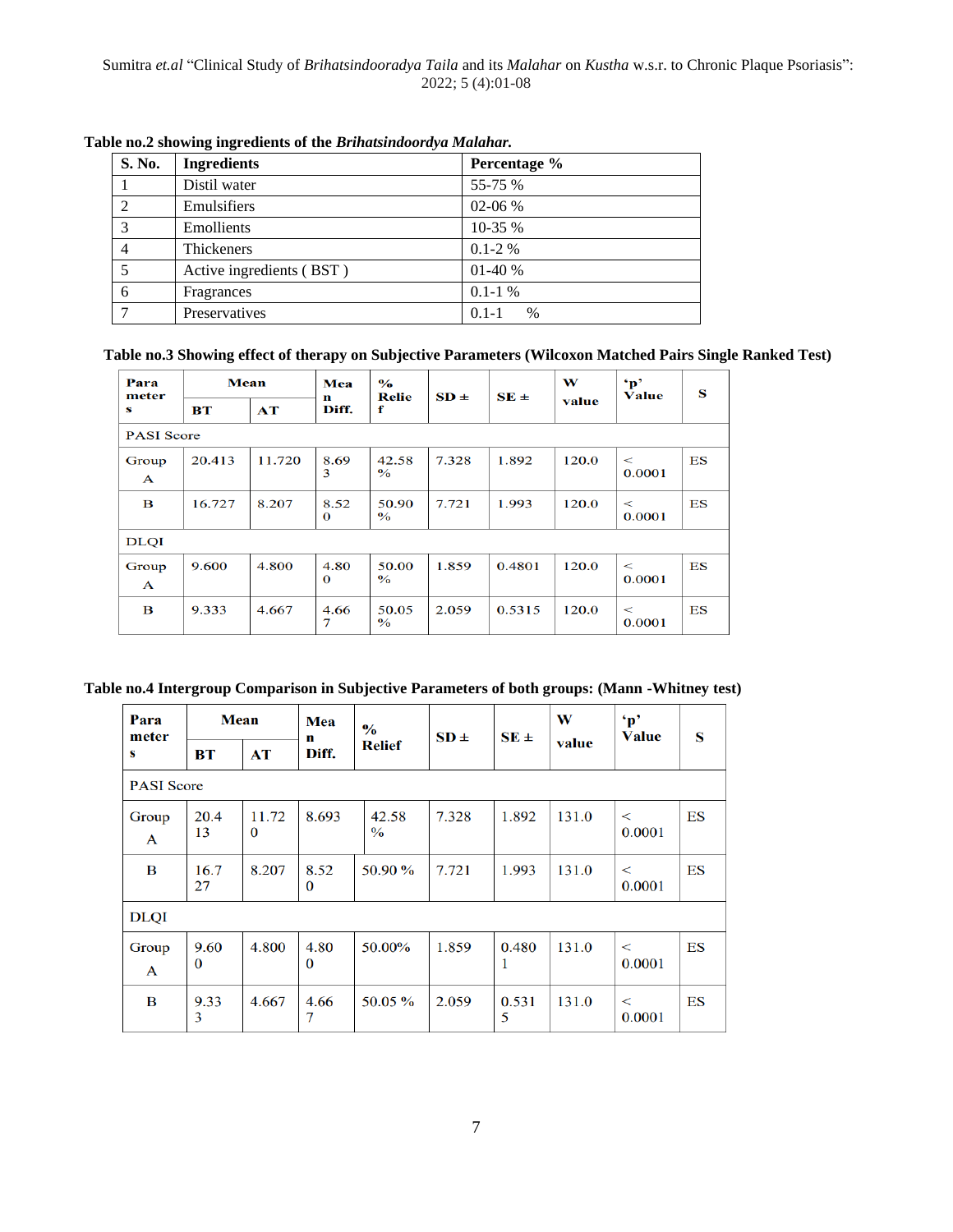**Table no.2 showing ingredients of the *Brihatsindoordya Malahar.***

| S. No. | Ingredients | Percentage % |
|---|---|---|
| 1 | Distil water | 55-75 % |
| 2 | Emulsifiers | 02-06 % |
| 3 | Emollients | 10-35 % |
| 4 | Thickeners | 0.1-2 % |
| 5 | Active ingredients ( BST ) | 01-40 % |
| 6 | Fragrances | 0.1-1 % |
| 7 | Preservatives | 0.1-1 % |

**Table no.3 Showing effect of therapy on Subjective Parameters (Wilcoxon Matched Pairs Single Ranked Test)**

| Parameters | Mean | | Mean Diff. | % Relief | SD ± | SE ± | W value | 'p' Value | S |
|---|---|---|---|---|---|---|---|---|---|
| | BT | AT | | | | | | | |
| PASI Score | | | | | | | | | |
| Group A | 20.413 | 11.720 | 8.693 | 42.58 % | 7.328 | 1.892 | 120.0 | < 0.0001 | ES |
| B | 16.727 | 8.207 | 8.520 | 50.90 % | 7.721 | 1.993 | 120.0 | < 0.0001 | ES |
| DLQI | | | | | | | | | |
| Group A | 9.600 | 4.800 | 4.800 | 50.00 % | 1.859 | 0.4801 | 120.0 | < 0.0001 | ES |
| B | 9.333 | 4.667 | 4.667 | 50.05 % | 2.059 | 0.5315 | 120.0 | < 0.0001 | ES |

**Table no.4 Intergroup Comparison in Subjective Parameters of both groups: (Mann -Whitney test)**

| Parameters | Mean | | Mean Diff. | % Relief | SD ± | SE ± | W value | 'p' Value | S |
|---|---|---|---|---|---|---|---|---|---|
| | BT | AT | | | | | | | |
| PASI Score | | | | | | | | | |
| Group A | 20.413 | 11.720 | 8.693 | 42.58 % | 7.328 | 1.892 | 131.0 | < 0.0001 | ES |
| B | 16.727 | 8.207 | 8.520 | 50.90 % | 7.721 | 1.993 | 131.0 | < 0.0001 | ES |
| DLQI | | | | | | | | | |
| Group A | 9.600 | 4.800 | 4.800 | 50.00% | 1.859 | 0.4801 | 131.0 | < 0.0001 | ES |
| B | 9.333 | 4.667 | 4.667 | 50.05 % | 2.059 | 0.5315 | 131.0 | < 0.0001 | ES |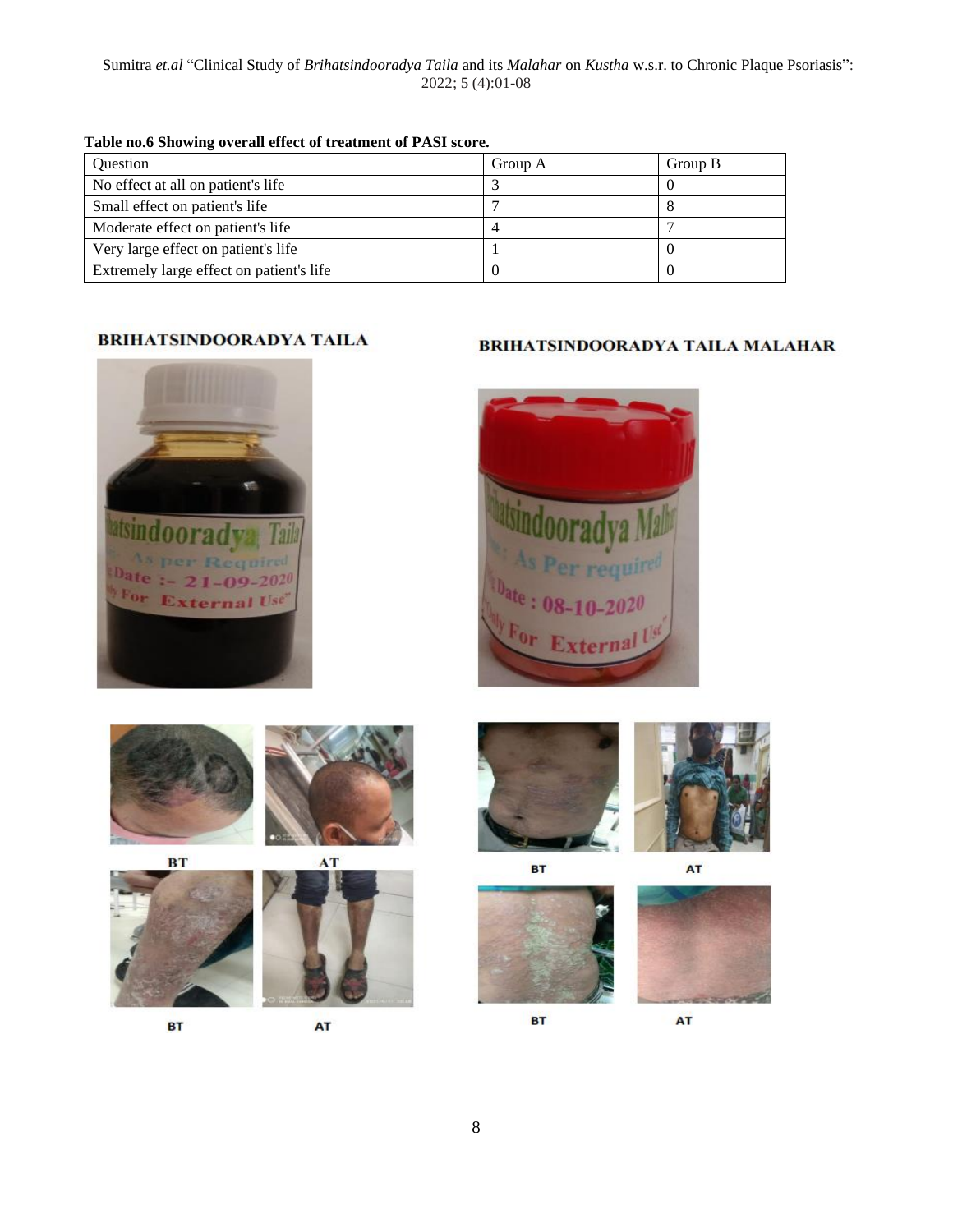**Table no.6 Showing overall effect of treatment of PASI score.**

| Question | Group A | Group B |
|---|---|---|
| No effect at all on patient's life | 3 | 0 |
| Small effect on patient's life | 7 | 8 |
| Moderate effect on patient's life | 4 | 7 |
| Very large effect on patient's life | 1 | 0 |
| Extremely large effect on patient's life | 0 | 0 |

**BRIHATSINDOORADYA TAILA**

**BRIHATSINDOORADYA TAILA MALAHAR**

BT AT

BT AT

BT AT

BT AT